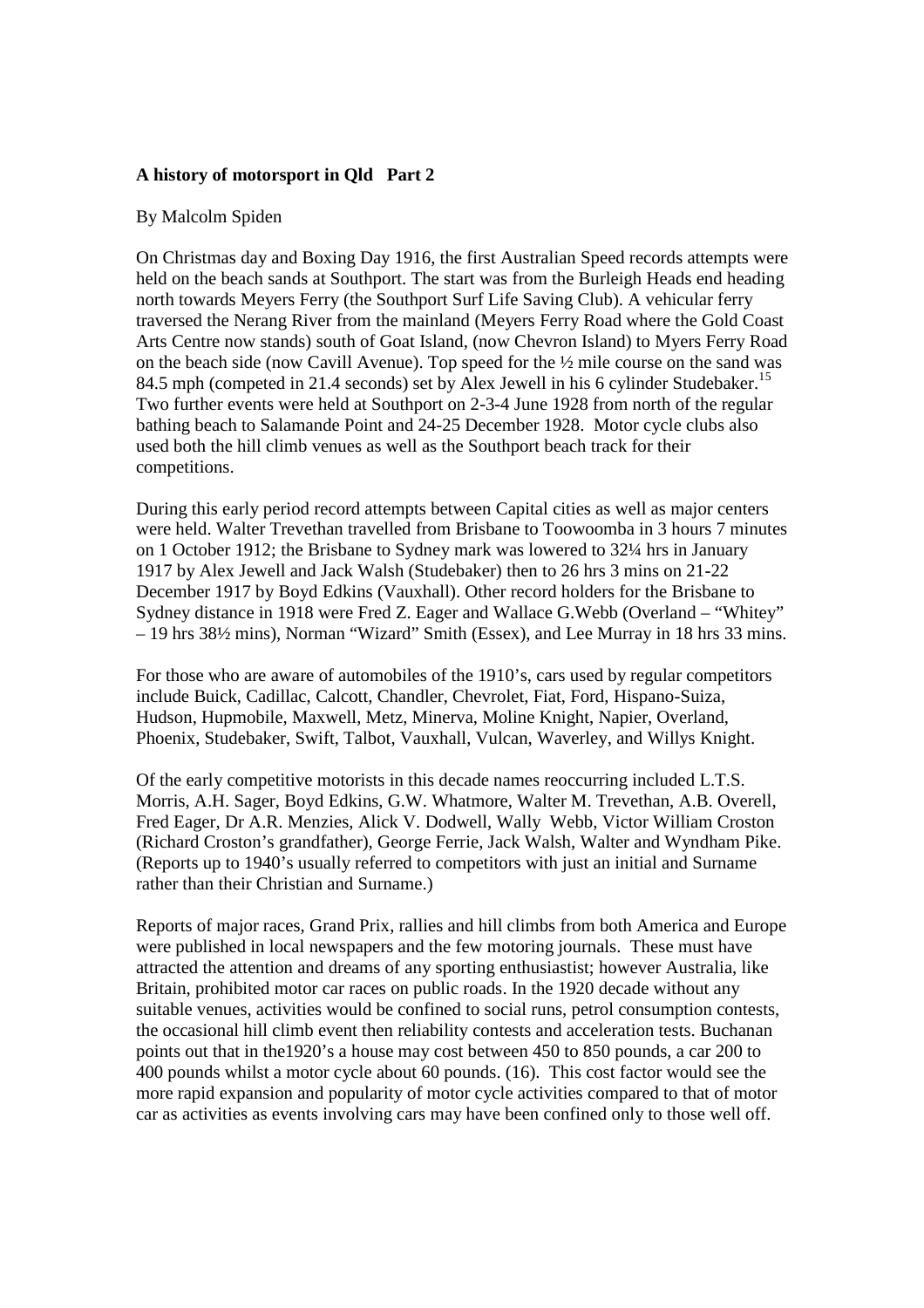**A history of motorsport in Qld Part 2**

By Malcolm Spiden

On Christmas day and Boxing Day 1916, the first Australian Speed records attempts were held on the beach sands at Southport. The start was from the Burleigh Heads end heading north towards Meyers Ferry (the Southport Surf Life Saving Club). A vehicular ferry traversed the Nerang River from the mainland (Meyers Ferry Road where the Gold Coast Arts Centre now stands) south of Goat Island, (now Chevron Island) to Myers Ferry Road on the beach side (now Cavill Avenue). Top speed for the ½ mile course on the sand was 84.5 mph (competed in 21.4 seconds) set by Alex Jewell in his 6 cylinder Studebaker.[15] Two further events were held at Southport on 2-3-4 June 1928 from north of the regular bathing beach to Salamande Point and 24-25 December 1928. Motor cycle clubs also used both the hill climb venues as well as the Southport beach track for their competitions.

During this early period record attempts between Capital cities as well as major centers were held. Walter Trevethan travelled from Brisbane to Toowoomba in 3 hours 7 minutes on 1 October 1912; the Brisbane to Sydney mark was lowered to 32¼ hrs in January 1917 by Alex Jewell and Jack Walsh (Studebaker) then to 26 hrs 3 mins on 21-22 December 1917 by Boyd Edkins (Vauxhall). Other record holders for the Brisbane to Sydney distance in 1918 were Fred Z. Eager and Wallace G.Webb (Overland – "Whitey" – 19 hrs 38½ mins), Norman "Wizard" Smith (Essex), and Lee Murray in 18 hrs 33 mins.

For those who are aware of automobiles of the 1910's, cars used by regular competitors include Buick, Cadillac, Calcott, Chandler, Chevrolet, Fiat, Ford, Hispano-Suiza, Hudson, Hupmobile, Maxwell, Metz, Minerva, Moline Knight, Napier, Overland, Phoenix, Studebaker, Swift, Talbot, Vauxhall, Vulcan, Waverley, and Willys Knight.

Of the early competitive motorists in this decade names reoccurring included L.T.S. Morris, A.H. Sager, Boyd Edkins, G.W. Whatmore, Walter M. Trevethan, A.B. Overell, Fred Eager, Dr A.R. Menzies, Alick V. Dodwell, Wally Webb, Victor William Croston (Richard Croston's grandfather), George Ferrie, Jack Walsh, Walter and Wyndham Pike. (Reports up to 1940's usually referred to competitors with just an initial and Surname rather than their Christian and Surname.)

Reports of major races, Grand Prix, rallies and hill climbs from both America and Europe were published in local newspapers and the few motoring journals. These must have attracted the attention and dreams of any sporting enthusiastist; however Australia, like Britain, prohibited motor car races on public roads. In the 1920 decade without any suitable venues, activities would be confined to social runs, petrol consumption contests, the occasional hill climb event then reliability contests and acceleration tests. Buchanan points out that in the1920's a house may cost between 450 to 850 pounds, a car 200 to 400 pounds whilst a motor cycle about 60 pounds. (16). This cost factor would see the more rapid expansion and popularity of motor cycle activities compared to that of motor car as activities as events involving cars may have been confined only to those well off.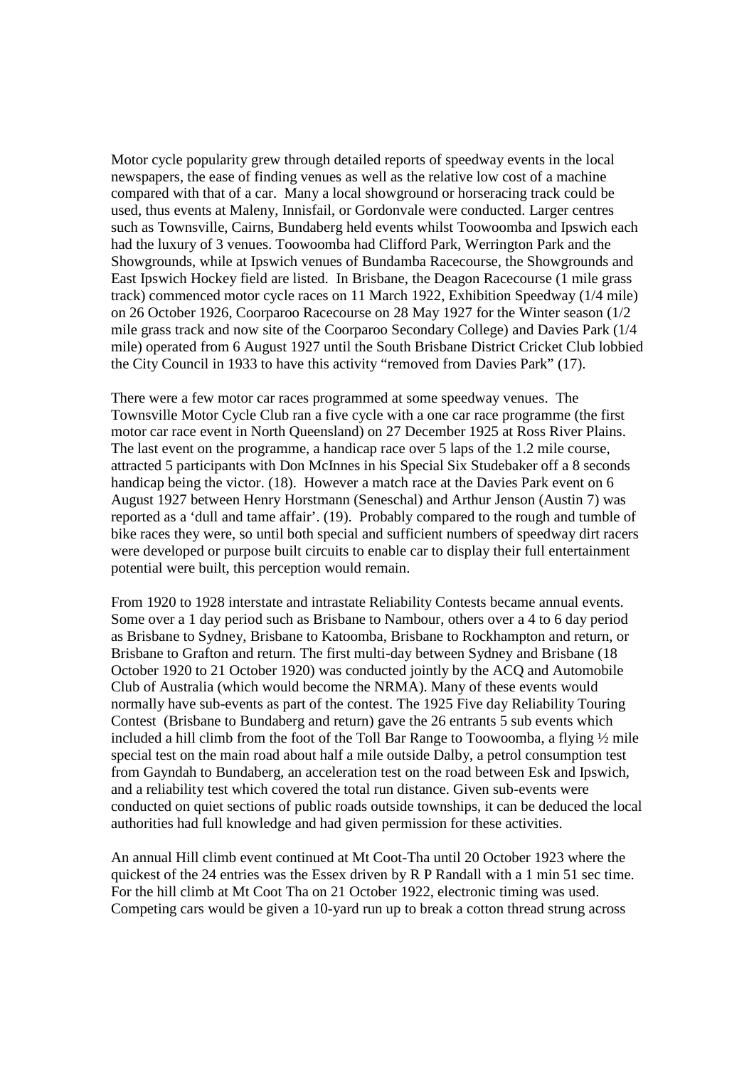Motor cycle popularity grew through detailed reports of speedway events in the local newspapers, the ease of finding venues as well as the relative low cost of a machine compared with that of a car. Many a local showground or horseracing track could be used, thus events at Maleny, Innisfail, or Gordonvale were conducted. Larger centres such as Townsville, Cairns, Bundaberg held events whilst Toowoomba and Ipswich each had the luxury of 3 venues. Toowoomba had Clifford Park, Werrington Park and the Showgrounds, while at Ipswich venues of Bundamba Racecourse, the Showgrounds and East Ipswich Hockey field are listed. In Brisbane, the Deagon Racecourse (1 mile grass track) commenced motor cycle races on 11 March 1922, Exhibition Speedway (1/4 mile) on 26 October 1926, Coorparoo Racecourse on 28 May 1927 for the Winter season (1/2 mile grass track and now site of the Coorparoo Secondary College) and Davies Park (1/4 mile) operated from 6 August 1927 until the South Brisbane District Cricket Club lobbied the City Council in 1933 to have this activity "removed from Davies Park" (17).

There were a few motor car races programmed at some speedway venues. The Townsville Motor Cycle Club ran a five cycle with a one car race programme (the first motor car race event in North Queensland) on 27 December 1925 at Ross River Plains. The last event on the programme, a handicap race over 5 laps of the 1.2 mile course, attracted 5 participants with Don McInnes in his Special Six Studebaker off a 8 seconds handicap being the victor. (18). However a match race at the Davies Park event on 6 August 1927 between Henry Horstmann (Seneschal) and Arthur Jenson (Austin 7) was reported as a 'dull and tame affair'. (19). Probably compared to the rough and tumble of bike races they were, so until both special and sufficient numbers of speedway dirt racers were developed or purpose built circuits to enable car to display their full entertainment potential were built, this perception would remain.

From 1920 to 1928 interstate and intrastate Reliability Contests became annual events. Some over a 1 day period such as Brisbane to Nambour, others over a 4 to 6 day period as Brisbane to Sydney, Brisbane to Katoomba, Brisbane to Rockhampton and return, or Brisbane to Grafton and return. The first multi-day between Sydney and Brisbane (18 October 1920 to 21 October 1920) was conducted jointly by the ACQ and Automobile Club of Australia (which would become the NRMA). Many of these events would normally have sub-events as part of the contest. The 1925 Five day Reliability Touring Contest (Brisbane to Bundaberg and return) gave the 26 entrants 5 sub events which included a hill climb from the foot of the Toll Bar Range to Toowoomba, a flying ½ mile special test on the main road about half a mile outside Dalby, a petrol consumption test from Gayndah to Bundaberg, an acceleration test on the road between Esk and Ipswich, and a reliability test which covered the total run distance. Given sub-events were conducted on quiet sections of public roads outside townships, it can be deduced the local authorities had full knowledge and had given permission for these activities.

An annual Hill climb event continued at Mt Coot-Tha until 20 October 1923 where the quickest of the 24 entries was the Essex driven by R P Randall with a 1 min 51 sec time. For the hill climb at Mt Coot Tha on 21 October 1922, electronic timing was used. Competing cars would be given a 10-yard run up to break a cotton thread strung across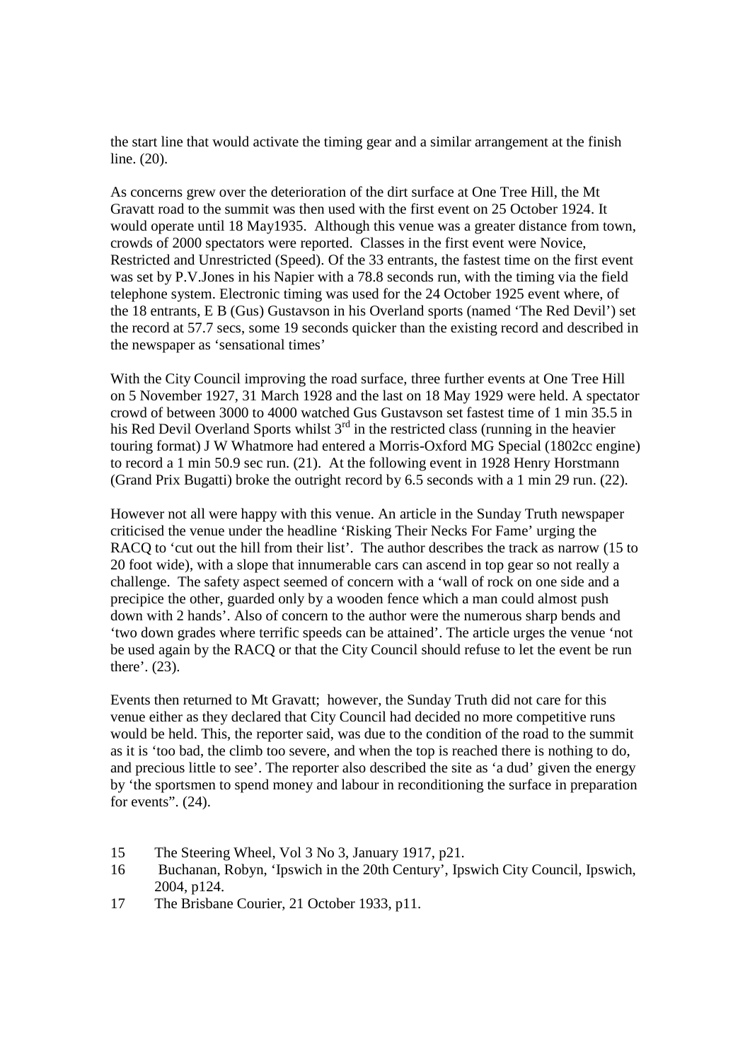the start line that would activate the timing gear and a similar arrangement at the finish line. (20).

As concerns grew over the deterioration of the dirt surface at One Tree Hill, the Mt Gravatt road to the summit was then used with the first event on 25 October 1924. It would operate until 18 May1935. Although this venue was a greater distance from town, crowds of 2000 spectators were reported. Classes in the first event were Novice, Restricted and Unrestricted (Speed). Of the 33 entrants, the fastest time on the first event was set by P.V.Jones in his Napier with a 78.8 seconds run, with the timing via the field telephone system. Electronic timing was used for the 24 October 1925 event where, of the 18 entrants, E B (Gus) Gustavson in his Overland sports (named 'The Red Devil') set the record at 57.7 secs, some 19 seconds quicker than the existing record and described in the newspaper as 'sensational times'

With the City Council improving the road surface, three further events at One Tree Hill on 5 November 1927, 31 March 1928 and the last on 18 May 1929 were held. A spectator crowd of between 3000 to 4000 watched Gus Gustavson set fastest time of 1 min 35.5 in his Red Devil Overland Sports whilst 3rd in the restricted class (running in the heavier touring format) J W Whatmore had entered a Morris-Oxford MG Special (1802cc engine) to record a 1 min 50.9 sec run. (21). At the following event in 1928 Henry Horstmann (Grand Prix Bugatti) broke the outright record by 6.5 seconds with a 1 min 29 run. (22).

However not all were happy with this venue. An article in the Sunday Truth newspaper criticised the venue under the headline 'Risking Their Necks For Fame' urging the RACQ to 'cut out the hill from their list'. The author describes the track as narrow (15 to 20 foot wide), with a slope that innumerable cars can ascend in top gear so not really a challenge. The safety aspect seemed of concern with a 'wall of rock on one side and a precipice the other, guarded only by a wooden fence which a man could almost push down with 2 hands'. Also of concern to the author were the numerous sharp bends and 'two down grades where terrific speeds can be attained'. The article urges the venue 'not be used again by the RACQ or that the City Council should refuse to let the event be run there'. (23).

Events then returned to Mt Gravatt; however, the Sunday Truth did not care for this venue either as they declared that City Council had decided no more competitive runs would be held. This, the reporter said, was due to the condition of the road to the summit as it is 'too bad, the climb too severe, and when the top is reached there is nothing to do, and precious little to see'. The reporter also described the site as 'a dud' given the energy by 'the sportsmen to spend money and labour in reconditioning the surface in preparation for events". (24).

15 The Steering Wheel, Vol 3 No 3, January 1917, p21.

16 Buchanan, Robyn, 'Ipswich in the 20th Century', Ipswich City Council, Ipswich, 2004, p124.

17 The Brisbane Courier, 21 October 1933, p11.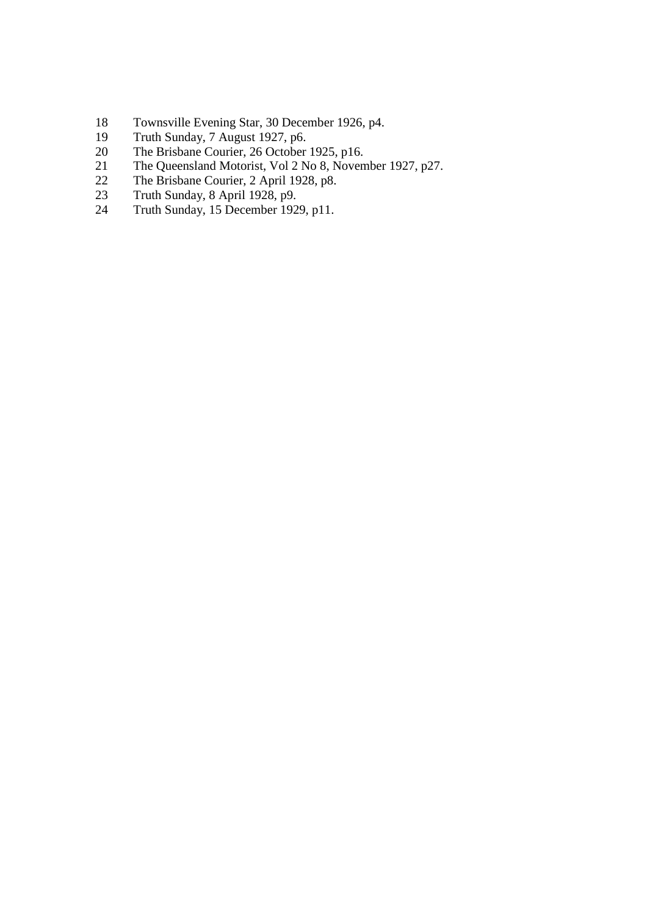18 Townsville Evening Star, 30 December 1926, p4.
19 Truth Sunday, 7 August 1927, p6.
20 The Brisbane Courier, 26 October 1925, p16.
21 The Queensland Motorist, Vol 2 No 8, November 1927, p27.
22 The Brisbane Courier, 2 April 1928, p8.
23 Truth Sunday, 8 April 1928, p9.
24 Truth Sunday, 15 December 1929, p11.